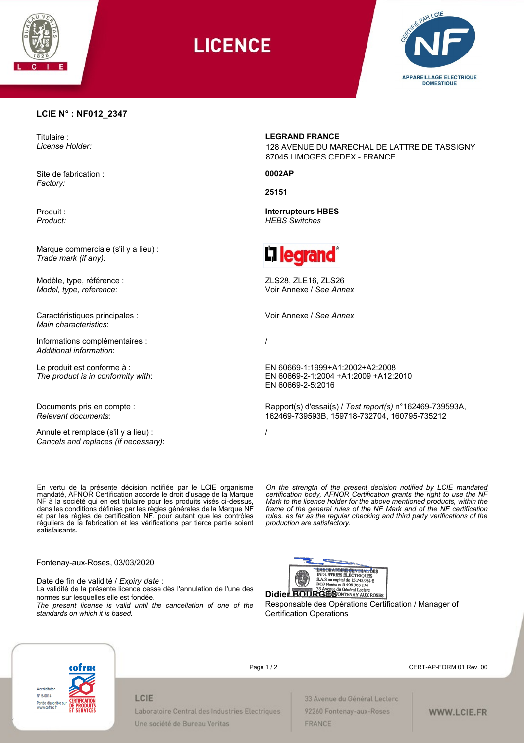# LICENCE

CERTIFIÉ PAR LCIE

APPAREILLAGE ELECTRIQUE DOMESTIQUE

**LCIE N° : NF012_2347**

| | |
|---|---|
| Titulaire :<br>*License Holder:* | **LEGRAND FRANCE**<br>128 AVENUE DU MARECHAL DE LATTRE DE TASSIGNY<br>87045 LIMOGES CEDEX - FRANCE |
| Site de fabrication :<br>*Factory:* | **0002AP**<br>**25151** |
| Produit :<br>*Product:* | **Interrupteurs HBES**<br>*HEBS Switches* |
| Marque commerciale (s'il y a lieu) :<br>*Trade mark (if any):* | legrand |
| Modèle, type, référence :<br>*Model, type, reference:* | ZLS28, ZLE16, ZLS26<br>Voir Annexe / *See Annex* |
| Caractéristiques principales :<br>*Main characteristics*: | Voir Annexe / *See Annex* |
| Informations complémentaires :<br>*Additional information*: | / |
| Le produit est conforme à :<br>*The product is in conformity with*: | EN 60669-1:1999+A1:2002+A2:2008<br>EN 60669-2-1:2004 +A1:2009 +A12:2010<br>EN 60669-2-5:2016 |
| Documents pris en compte :<br>*Relevant documents*: | Rapport(s) d'essai(s) / *Test report(s)* n°162469-739593A, 162469-739593B, 159718-732704, 160795-735212 |
| Annule et remplace (s'il y a lieu) :<br>*Cancels and replaces (if necessary)*: | / |

En vertu de la présente décision notifiée par le LCIE organisme mandaté, AFNOR Certification accorde le droit d'usage de la Marque NF à la société qui en est titulaire pour les produits visés ci-dessus, dans les conditions définies par les règles générales de la Marque NF et par les règles de certification NF, pour autant que les contrôles réguliers de la fabrication et les vérifications par tierce partie soient satisfaisants.

*On the strength of the present decision notified by LCIE mandated certification body, AFNOR Certification grants the right to use the NF Mark to the licence holder for the above mentioned products, within the frame of the general rules of the NF Mark and of the NF certification rules, as far as the regular checking and third party verifications of the production are satisfactory.*

Fontenay-aux-Roses, 03/03/2020

Date de fin de validité / *Expiry date* :
La validité de la présente licence cesse dès l'annulation de l'une des normes sur lesquelles elle est fondée.
*The present license is valid until the cancellation of one of the standards on which it is based.*

LABORATOIRE CENTRAL DES INDUSTRIES ELECTRIQUES
S.A.S au capital de 15.745.984 €
RCS Nanterre B 408 363 174
33 Avenue du Général Leclerc
92260 FONTENAY AUX ROSES

**Didier BOURGES**
Responsable des Opérations Certification / Manager of Certification Operations

Accréditation N° 5-0014
Portée disponible sur www.cofrac.fr
cofrac CERTIFICATION DE PRODUITS ET SERVICES

CERT-AP-FORM 01 Rev. 00

LCIE
Laboratoire Central des Industries Electriques
Une société de Bureau Veritas

33 Avenue du Général Leclerc
92260 Fontenay-aux-Roses
FRANCE

WWW.LCIE.FR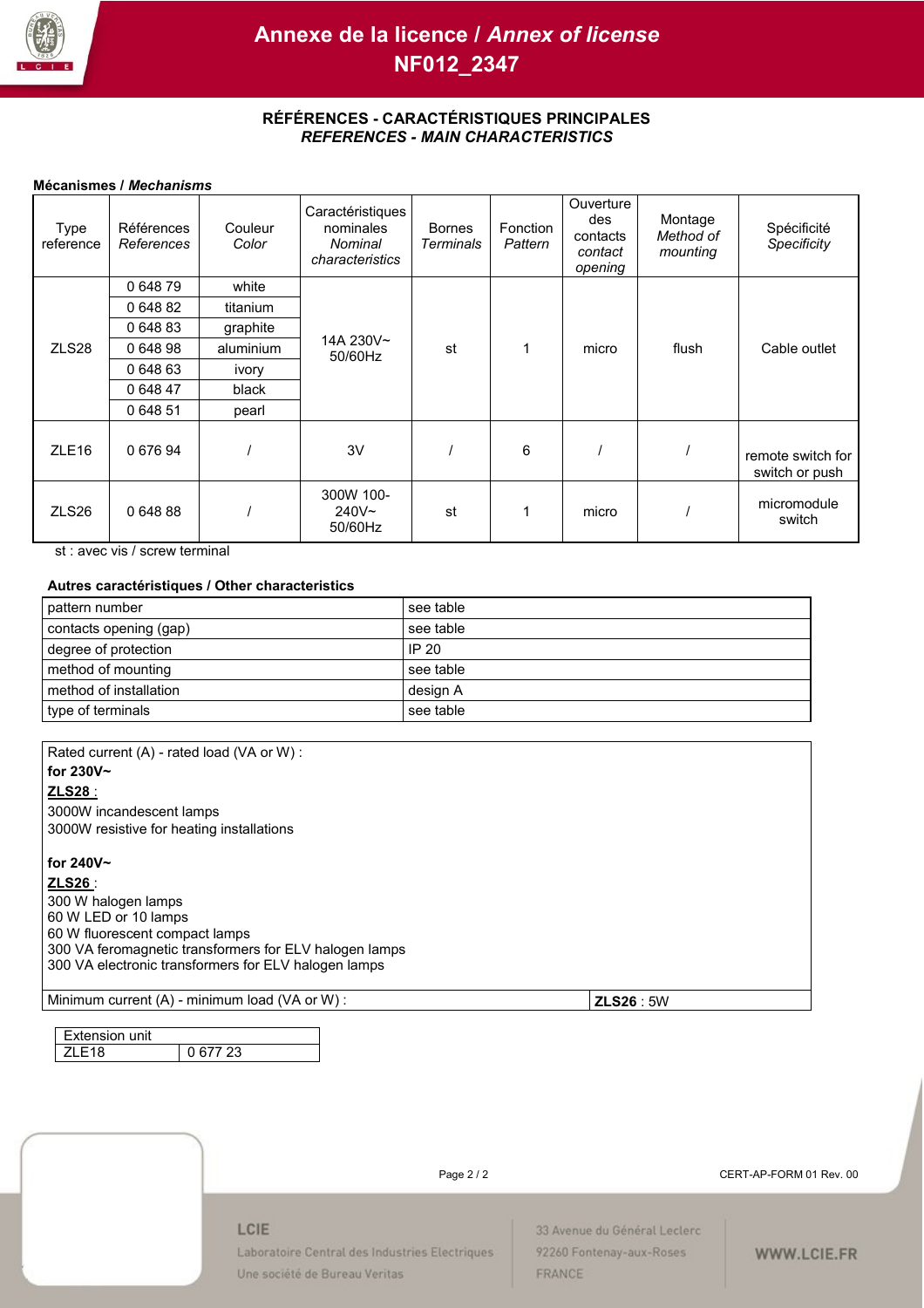# Annexe de la licence / *Annex of license*

# NF012_2347

## RÉFÉRENCES - CARACTÉRISTIQUES PRINCIPALES
## *REFERENCES - MAIN CHARACTERISTICS*

**Mécanismes / *Mechanisms***

| Type reference | Références *References* | Couleur *Color* | Caractéristiques nominales *Nominal characteristics* | Bornes *Terminals* | Fonction *Pattern* | Ouverture des contacts *contact opening* | Montage *Method of mounting* | Spécificité *Specificity* |
|---|---|---|---|---|---|---|---|---|
| ZLS28 | 0 648 79 | white | 14A 230V~ 50/60Hz | st | 1 | micro | flush | Cable outlet |
| | 0 648 82 | titanium | | | | | | |
| | 0 648 83 | graphite | | | | | | |
| | 0 648 98 | aluminium | | | | | | |
| | 0 648 63 | ivory | | | | | | |
| | 0 648 47 | black | | | | | | |
| | 0 648 51 | pearl | | | | | | |
| ZLE16 | 0 676 94 | / | 3V | / | 6 | / | / | remote switch for switch or push |
| ZLS26 | 0 648 88 | / | 300W 100-240V~ 50/60Hz | st | 1 | micro | / | micromodule switch |

st : avec vis / screw terminal

**Autres caractéristiques / Other characteristics**

| | |
|---|---|
| pattern number | see table |
| contacts opening (gap) | see table |
| degree of protection | IP 20 |
| method of mounting | see table |
| method of installation | design A |
| type of terminals | see table |

Rated current (A) - rated load (VA or W) :

**for 230V~**

**ZLS28** :

3000W incandescent lamps
3000W resistive for heating installations

**for 240V~**

**ZLS26** :

300 W halogen lamps
60 W LED or 10 lamps
60 W fluorescent compact lamps
300 VA feromagnetic transformers for ELV halogen lamps
300 VA electronic transformers for ELV halogen lamps

| | |
|---|---|
| Minimum current (A) - minimum load (VA or W) : | **ZLS26** : 5W |

| Extension unit | |
|---|---|
| ZLE18 | 0 677 23 |

CERT-AP-FORM 01 Rev. 00

LCIE
Laboratoire Central des Industries Electriques
Une société de Bureau Veritas

33 Avenue du Général Leclerc
92260 Fontenay-aux-Roses
FRANCE

WWW.LCIE.FR